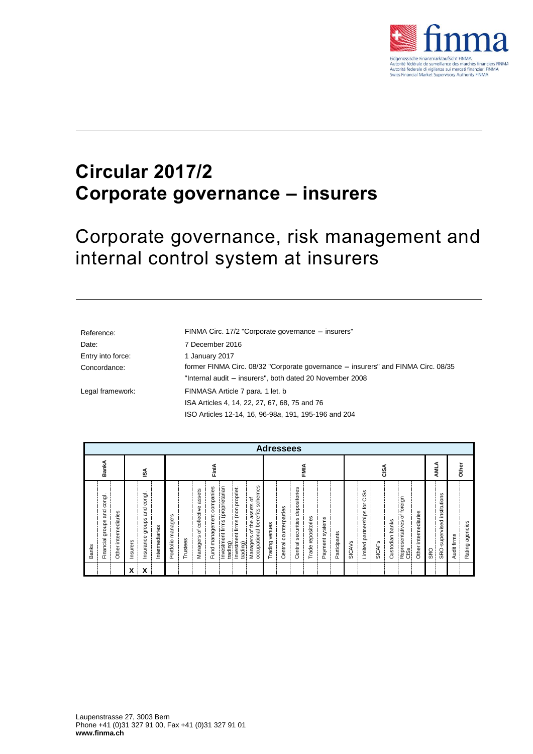# Circular 2017/2
# Corporate governance – insurers

## Corporate governance, risk management and internal control system at insurers

| | |
|---|---|
| Reference: | FINMA Circ. 17/2 "Corporate governance – insurers" |
| Date: | 7 December 2016 |
| Entry into force: | 1 January 2017 |
| Concordance: | former FINMA Circ. 08/32 "Corporate governance – insurers" and FINMA Circ. 08/35 "Internal audit – insurers", both dated 20 November 2008 |
| Legal framework: | FINMASA Article 7 para. 1 let. b<br>ISA Articles 4, 14, 22, 27, 67, 68, 75 and 76<br>ISO Articles 12-14, 16, 96-98*a*, 191, 195-196 and 204 |

| Adressees | | | | | | | | | | | | | | | | | | | | | | | | | | | | | |
|---|---|---|---|---|---|---|---|---|---|---|---|---|---|---|---|---|---|---|---|---|---|---|---|---|---|---|---|---|---|
| BankA | | | ISA | | | FinIA | | | | | | | FMIA | | | | | | CISA | | | | | | AMLA | | Other | |
| Banks | Financial groups and congl. | Other intermediaries | Insurers | Insurance groups and congl. | Intermediaries | Portfolio managers | Trustees | Managers of collective assets | Fund management companies | Investment firms (proprietarian trading) | Investment firms (non propriet. trading) | Managers of the assets of occupational benefits schemes | Trading venues | Central counterparties | Central securities depositories | Trade repositories | Payment systems | Participants | SICAVs | Limited partnerships for CISs | SICAFs | Custodian banks | Representatives of foreign CISs | Other intermediaries | SRO | SRO-supervised institutions | Audit firms | Rating agencies |
| | | | X | X | | | | | | | | | | | | | | | | | | | | | | | | |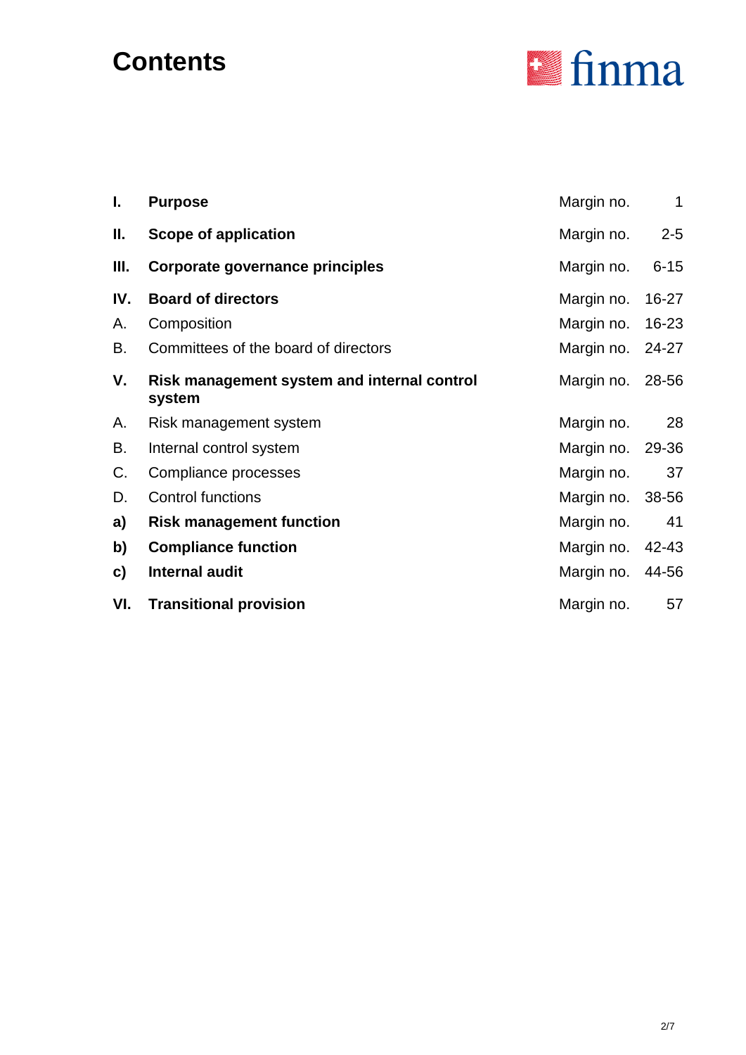# Contents

| | | | |
|---|---|---|---|
| **I.** | **Purpose** | Margin no. | 1 |
| **II.** | **Scope of application** | Margin no. | 2-5 |
| **III.** | **Corporate governance principles** | Margin no. | 6-15 |
| **IV.** | **Board of directors** | Margin no. | 16-27 |
| A. | Composition | Margin no. | 16-23 |
| B. | Committees of the board of directors | Margin no. | 24-27 |
| **V.** | **Risk management system and internal control system** | Margin no. | 28-56 |
| A. | Risk management system | Margin no. | 28 |
| B. | Internal control system | Margin no. | 29-36 |
| C. | Compliance processes | Margin no. | 37 |
| D. | Control functions | Margin no. | 38-56 |
| **a)** | **Risk management function** | Margin no. | 41 |
| **b)** | **Compliance function** | Margin no. | 42-43 |
| **c)** | **Internal audit** | Margin no. | 44-56 |
| **VI.** | **Transitional provision** | Margin no. | 57 |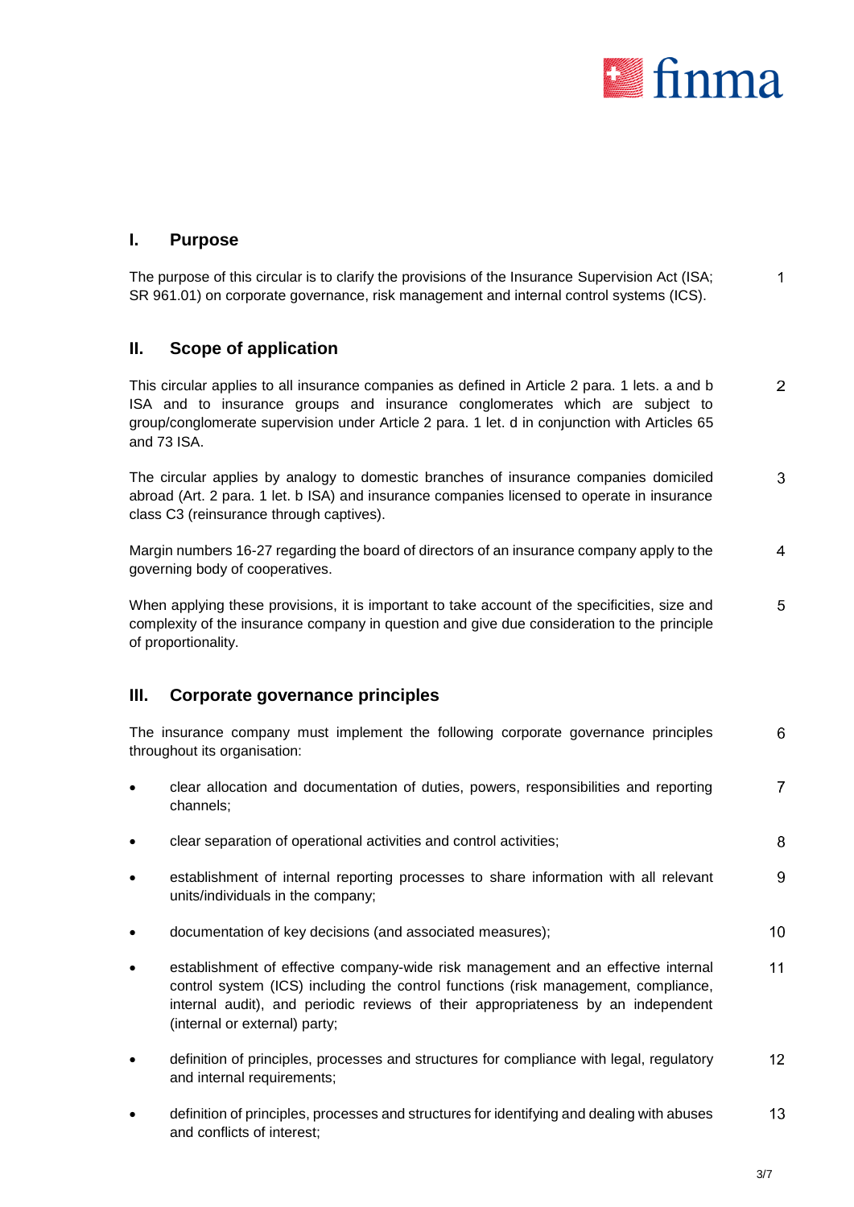## I. Purpose

The purpose of this circular is to clarify the provisions of the Insurance Supervision Act (ISA; SR 961.01) on corporate governance, risk management and internal control systems (ICS). 1

## II. Scope of application

This circular applies to all insurance companies as defined in Article 2 para. 1 lets. a and b ISA and to insurance groups and insurance conglomerates which are subject to group/conglomerate supervision under Article 2 para. 1 let. d in conjunction with Articles 65 and 73 ISA. 2

The circular applies by analogy to domestic branches of insurance companies domiciled abroad (Art. 2 para. 1 let. b ISA) and insurance companies licensed to operate in insurance class C3 (reinsurance through captives). 3

Margin numbers 16-27 regarding the board of directors of an insurance company apply to the governing body of cooperatives. 4

When applying these provisions, it is important to take account of the specificities, size and complexity of the insurance company in question and give due consideration to the principle of proportionality. 5

## III. Corporate governance principles

The insurance company must implement the following corporate governance principles throughout its organisation: 6

- clear allocation and documentation of duties, powers, responsibilities and reporting channels; 7
- clear separation of operational activities and control activities; 8
- establishment of internal reporting processes to share information with all relevant units/individuals in the company; 9
- documentation of key decisions (and associated measures); 10
- establishment of effective company-wide risk management and an effective internal control system (ICS) including the control functions (risk management, compliance, internal audit), and periodic reviews of their appropriateness by an independent (internal or external) party; 11
- definition of principles, processes and structures for compliance with legal, regulatory and internal requirements; 12
- definition of principles, processes and structures for identifying and dealing with abuses and conflicts of interest; 13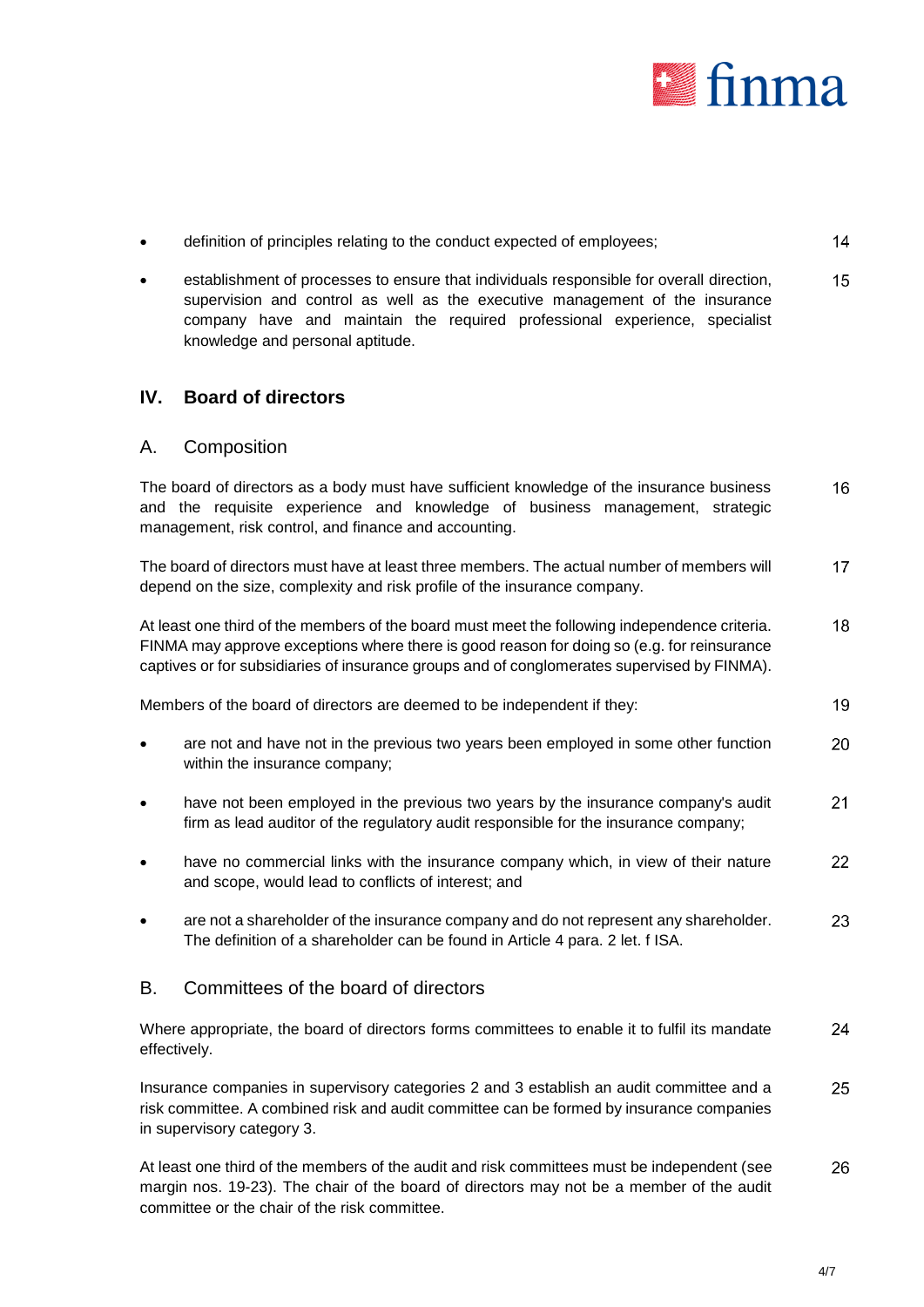- definition of principles relating to the conduct expected of employees; 14
- establishment of processes to ensure that individuals responsible for overall direction, supervision and control as well as the executive management of the insurance company have and maintain the required professional experience, specialist knowledge and personal aptitude. 15

## IV. Board of directors

### A. Composition

The board of directors as a body must have sufficient knowledge of the insurance business and the requisite experience and knowledge of business management, strategic management, risk control, and finance and accounting. 16

The board of directors must have at least three members. The actual number of members will depend on the size, complexity and risk profile of the insurance company. 17

At least one third of the members of the board must meet the following independence criteria. FINMA may approve exceptions where there is good reason for doing so (e.g. for reinsurance captives or for subsidiaries of insurance groups and of conglomerates supervised by FINMA). 18

Members of the board of directors are deemed to be independent if they: 19

- are not and have not in the previous two years been employed in some other function within the insurance company; 20
- have not been employed in the previous two years by the insurance company's audit firm as lead auditor of the regulatory audit responsible for the insurance company; 21
- have no commercial links with the insurance company which, in view of their nature and scope, would lead to conflicts of interest; and 22
- are not a shareholder of the insurance company and do not represent any shareholder. The definition of a shareholder can be found in Article 4 para. 2 let. f ISA. 23

### B. Committees of the board of directors

Where appropriate, the board of directors forms committees to enable it to fulfil its mandate effectively. 24

Insurance companies in supervisory categories 2 and 3 establish an audit committee and a risk committee. A combined risk and audit committee can be formed by insurance companies in supervisory category 3. 25

At least one third of the members of the audit and risk committees must be independent (see margin nos. 19-23). The chair of the board of directors may not be a member of the audit committee or the chair of the risk committee. 26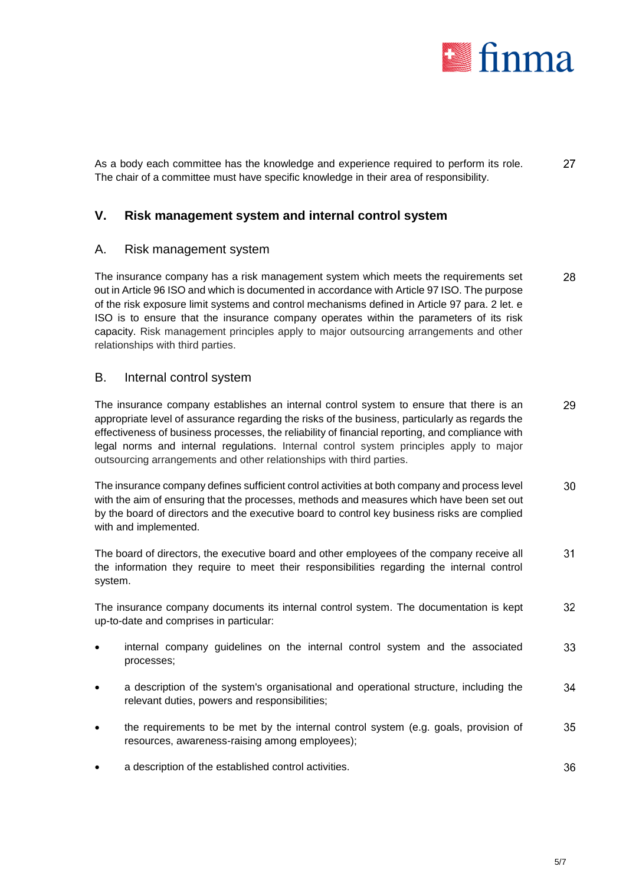As a body each committee has the knowledge and experience required to perform its role. The chair of a committee must have specific knowledge in their area of responsibility. 27

## V. Risk management system and internal control system

### A. Risk management system

The insurance company has a risk management system which meets the requirements set out in Article 96 ISO and which is documented in accordance with Article 97 ISO. The purpose of the risk exposure limit systems and control mechanisms defined in Article 97 para. 2 let. e ISO is to ensure that the insurance company operates within the parameters of its risk capacity. Risk management principles apply to major outsourcing arrangements and other relationships with third parties. 28

### B. Internal control system

The insurance company establishes an internal control system to ensure that there is an appropriate level of assurance regarding the risks of the business, particularly as regards the effectiveness of business processes, the reliability of financial reporting, and compliance with legal norms and internal regulations. Internal control system principles apply to major outsourcing arrangements and other relationships with third parties. 29

The insurance company defines sufficient control activities at both company and process level with the aim of ensuring that the processes, methods and measures which have been set out by the board of directors and the executive board to control key business risks are complied with and implemented. 30

The board of directors, the executive board and other employees of the company receive all the information they require to meet their responsibilities regarding the internal control system. 31

The insurance company documents its internal control system. The documentation is kept up-to-date and comprises in particular: 32

- internal company guidelines on the internal control system and the associated processes; 33
- a description of the system's organisational and operational structure, including the relevant duties, powers and responsibilities; 34
- the requirements to be met by the internal control system (e.g. goals, provision of resources, awareness-raising among employees); 35
- a description of the established control activities. 36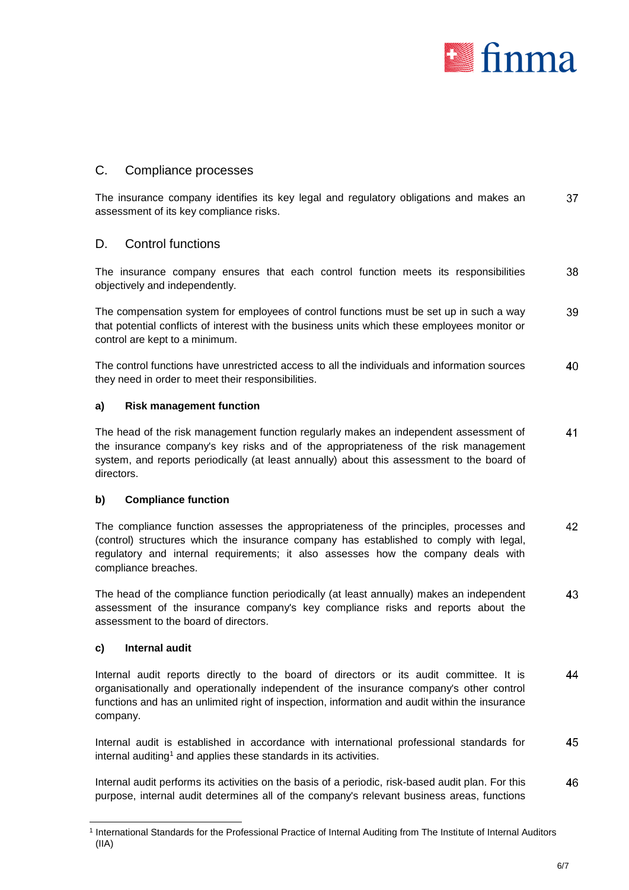## C. Compliance processes

The insurance company identifies its key legal and regulatory obligations and makes an assessment of its key compliance risks. 37

## D. Control functions

The insurance company ensures that each control function meets its responsibilities objectively and independently. 38

The compensation system for employees of control functions must be set up in such a way that potential conflicts of interest with the business units which these employees monitor or control are kept to a minimum. 39

The control functions have unrestricted access to all the individuals and information sources they need in order to meet their responsibilities. 40

### a) Risk management function

The head of the risk management function regularly makes an independent assessment of the insurance company's key risks and of the appropriateness of the risk management system, and reports periodically (at least annually) about this assessment to the board of directors. 41

### b) Compliance function

The compliance function assesses the appropriateness of the principles, processes and (control) structures which the insurance company has established to comply with legal, regulatory and internal requirements; it also assesses how the company deals with compliance breaches. 42

The head of the compliance function periodically (at least annually) makes an independent assessment of the insurance company's key compliance risks and reports about the assessment to the board of directors. 43

### c) Internal audit

Internal audit reports directly to the board of directors or its audit committee. It is organisationally and operationally independent of the insurance company's other control functions and has an unlimited right of inspection, information and audit within the insurance company. 44

Internal audit is established in accordance with international professional standards for internal auditing[1] and applies these standards in its activities. 45

Internal audit performs its activities on the basis of a periodic, risk-based audit plan. For this purpose, internal audit determines all of the company's relevant business areas, functions 46

[1] International Standards for the Professional Practice of Internal Auditing from The Institute of Internal Auditors (IIA)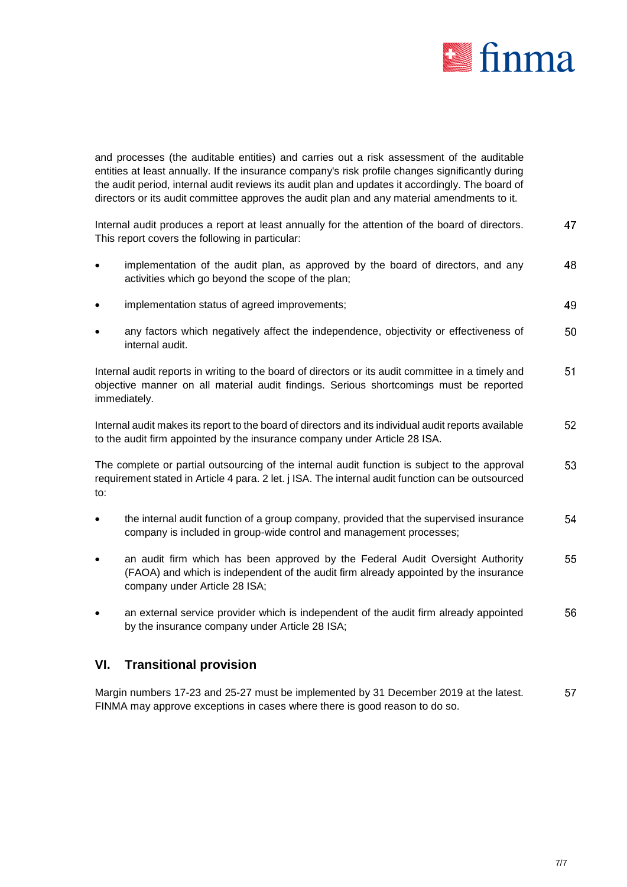and processes (the auditable entities) and carries out a risk assessment of the auditable entities at least annually. If the insurance company's risk profile changes significantly during the audit period, internal audit reviews its audit plan and updates it accordingly. The board of directors or its audit committee approves the audit plan and any material amendments to it.

Internal audit produces a report at least annually for the attention of the board of directors. This report covers the following in particular: 47

- implementation of the audit plan, as approved by the board of directors, and any activities which go beyond the scope of the plan; 48
- implementation status of agreed improvements; 49
- any factors which negatively affect the independence, objectivity or effectiveness of internal audit. 50

Internal audit reports in writing to the board of directors or its audit committee in a timely and objective manner on all material audit findings. Serious shortcomings must be reported immediately. 51

Internal audit makes its report to the board of directors and its individual audit reports available to the audit firm appointed by the insurance company under Article 28 ISA. 52

The complete or partial outsourcing of the internal audit function is subject to the approval requirement stated in Article 4 para. 2 let. j ISA. The internal audit function can be outsourced to: 53

- the internal audit function of a group company, provided that the supervised insurance company is included in group-wide control and management processes; 54
- an audit firm which has been approved by the Federal Audit Oversight Authority (FAOA) and which is independent of the audit firm already appointed by the insurance company under Article 28 ISA; 55
- an external service provider which is independent of the audit firm already appointed by the insurance company under Article 28 ISA; 56

## VI. Transitional provision

Margin numbers 17-23 and 25-27 must be implemented by 31 December 2019 at the latest. FINMA may approve exceptions in cases where there is good reason to do so. 57